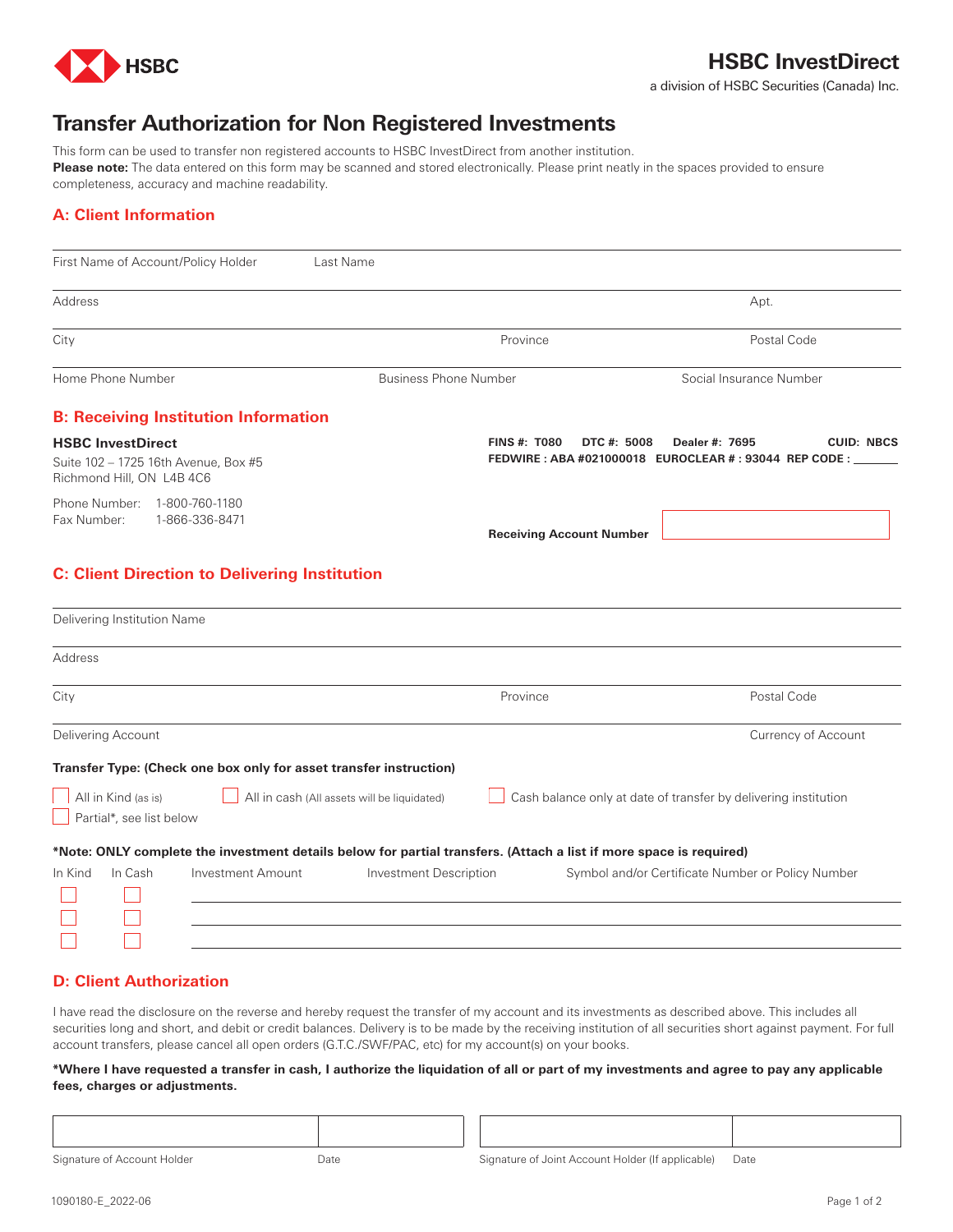HSBC

# HSBC InvestDirect

a division of HSBC Securities (Canada) Inc.

# Transfer Authorization for Non Registered Investments

This form can be used to transfer non registered accounts to HSBC InvestDirect from another institution.
**Please note:** The data entered on this form may be scanned and stored electronically. Please print neatly in the spaces provided to ensure completeness, accuracy and machine readability.

## A: Client Information

First Name of Account/Policy Holder ______ Last Name ______

Address ______ Apt. ______

City ______ Province ______ Postal Code ______

Home Phone Number ______ Business Phone Number ______ Social Insurance Number ______

## B: Receiving Institution Information

**HSBC InvestDirect**
Suite 102 – 1725 16th Avenue, Box #5
Richmond Hill, ON L4B 4C6

Phone Number: 1-800-760-1180
Fax Number: 1-866-336-8471

**FINS #: T080 DTC #: 5008 Dealer #: 7695 CUID: NBCS**
**FEDWIRE : ABA #021000018 EUROCLEAR # : 93044 REP CODE :** ______

**Receiving Account Number** ______

## C: Client Direction to Delivering Institution

Delivering Institution Name ______

Address ______

City ______ Province ______ Postal Code ______

Delivering Account ______ Currency of Account ______

**Transfer Type: (Check one box only for asset transfer instruction)**

☐ All in Kind (as is) ☐ All in cash (All assets will be liquidated) ☐ Cash balance only at date of transfer by delivering institution
☐ Partial*, see list below

***Note: ONLY complete the investment details below for partial transfers. (Attach a list if more space is required)**

| In Kind | In Cash | Investment Amount | Investment Description | Symbol and/or Certificate Number or Policy Number |
|---|---|---|---|---|
| ☐ | ☐ | | | |
| ☐ | ☐ | | | |
| ☐ | ☐ | | | |

## D: Client Authorization

I have read the disclosure on the reverse and hereby request the transfer of my account and its investments as described above. This includes all securities long and short, and debit or credit balances. Delivery is to be made by the receiving institution of all securities short against payment. For full account transfers, please cancel all open orders (G.T.C./SWF/PAC, etc) for my account(s) on your books.

***Where I have requested a transfer in cash, I authorize the liquidation of all or part of my investments and agree to pay any applicable fees, charges or adjustments.**

| Signature of Account Holder | Date | Signature of Joint Account Holder (If applicable) | Date |
|---|---|---|---|
| | | | |

1090180-E_2022-06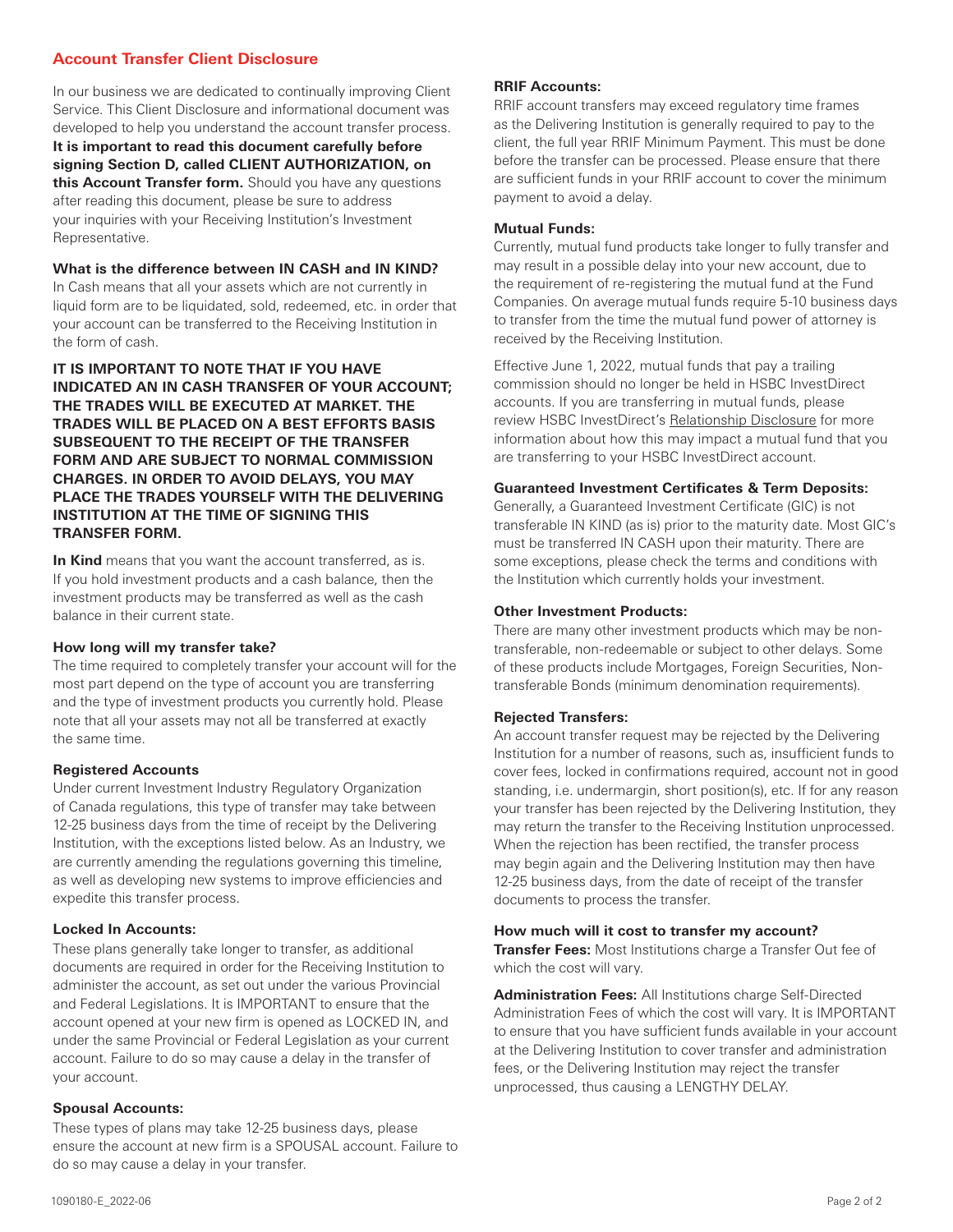## Account Transfer Client Disclosure

In our business we are dedicated to continually improving Client Service. This Client Disclosure and informational document was developed to help you understand the account transfer process. **It is important to read this document carefully before signing Section D, called CLIENT AUTHORIZATION, on this Account Transfer form.** Should you have any questions after reading this document, please be sure to address your inquiries with your Receiving Institution's Investment Representative.

### What is the difference between IN CASH and IN KIND?

In Cash means that all your assets which are not currently in liquid form are to be liquidated, sold, redeemed, etc. in order that your account can be transferred to the Receiving Institution in the form of cash.

**IT IS IMPORTANT TO NOTE THAT IF YOU HAVE INDICATED AN IN CASH TRANSFER OF YOUR ACCOUNT; THE TRADES WILL BE EXECUTED AT MARKET. THE TRADES WILL BE PLACED ON A BEST EFFORTS BASIS SUBSEQUENT TO THE RECEIPT OF THE TRANSFER FORM AND ARE SUBJECT TO NORMAL COMMISSION CHARGES. IN ORDER TO AVOID DELAYS, YOU MAY PLACE THE TRADES YOURSELF WITH THE DELIVERING INSTITUTION AT THE TIME OF SIGNING THIS TRANSFER FORM.**

**In Kind** means that you want the account transferred, as is. If you hold investment products and a cash balance, then the investment products may be transferred as well as the cash balance in their current state.

### How long will my transfer take?

The time required to completely transfer your account will for the most part depend on the type of account you are transferring and the type of investment products you currently hold. Please note that all your assets may not all be transferred at exactly the same time.

### Registered Accounts

Under current Investment Industry Regulatory Organization of Canada regulations, this type of transfer may take between 12-25 business days from the time of receipt by the Delivering Institution, with the exceptions listed below. As an Industry, we are currently amending the regulations governing this timeline, as well as developing new systems to improve efficiencies and expedite this transfer process.

### Locked In Accounts:

These plans generally take longer to transfer, as additional documents are required in order for the Receiving Institution to administer the account, as set out under the various Provincial and Federal Legislations. It is IMPORTANT to ensure that the account opened at your new firm is opened as LOCKED IN, and under the same Provincial or Federal Legislation as your current account. Failure to do so may cause a delay in the transfer of your account.

### Spousal Accounts:

These types of plans may take 12-25 business days, please ensure the account at new firm is a SPOUSAL account. Failure to do so may cause a delay in your transfer.

### RRIF Accounts:

RRIF account transfers may exceed regulatory time frames as the Delivering Institution is generally required to pay to the client, the full year RRIF Minimum Payment. This must be done before the transfer can be processed. Please ensure that there are sufficient funds in your RRIF account to cover the minimum payment to avoid a delay.

### Mutual Funds:

Currently, mutual fund products take longer to fully transfer and may result in a possible delay into your new account, due to the requirement of re-registering the mutual fund at the Fund Companies. On average mutual funds require 5-10 business days to transfer from the time the mutual fund power of attorney is received by the Receiving Institution.

Effective June 1, 2022, mutual funds that pay a trailing commission should no longer be held in HSBC InvestDirect accounts. If you are transferring in mutual funds, please review HSBC InvestDirect's Relationship Disclosure for more information about how this may impact a mutual fund that you are transferring to your HSBC InvestDirect account.

### Guaranteed Investment Certificates & Term Deposits:

Generally, a Guaranteed Investment Certificate (GIC) is not transferable IN KIND (as is) prior to the maturity date. Most GIC's must be transferred IN CASH upon their maturity. There are some exceptions, please check the terms and conditions with the Institution which currently holds your investment.

### Other Investment Products:

There are many other investment products which may be non-transferable, non-redeemable or subject to other delays. Some of these products include Mortgages, Foreign Securities, Non-transferable Bonds (minimum denomination requirements).

### Rejected Transfers:

An account transfer request may be rejected by the Delivering Institution for a number of reasons, such as, insufficient funds to cover fees, locked in confirmations required, account not in good standing, i.e. undermargin, short position(s), etc. If for any reason your transfer has been rejected by the Delivering Institution, they may return the transfer to the Receiving Institution unprocessed. When the rejection has been rectified, the transfer process may begin again and the Delivering Institution may then have 12-25 business days, from the date of receipt of the transfer documents to process the transfer.

### How much will it cost to transfer my account?

**Transfer Fees:** Most Institutions charge a Transfer Out fee of which the cost will vary.

**Administration Fees:** All Institutions charge Self-Directed Administration Fees of which the cost will vary. It is IMPORTANT to ensure that you have sufficient funds available in your account at the Delivering Institution to cover transfer and administration fees, or the Delivering Institution may reject the transfer unprocessed, thus causing a LENGTHY DELAY.

1090180-E_2022-06